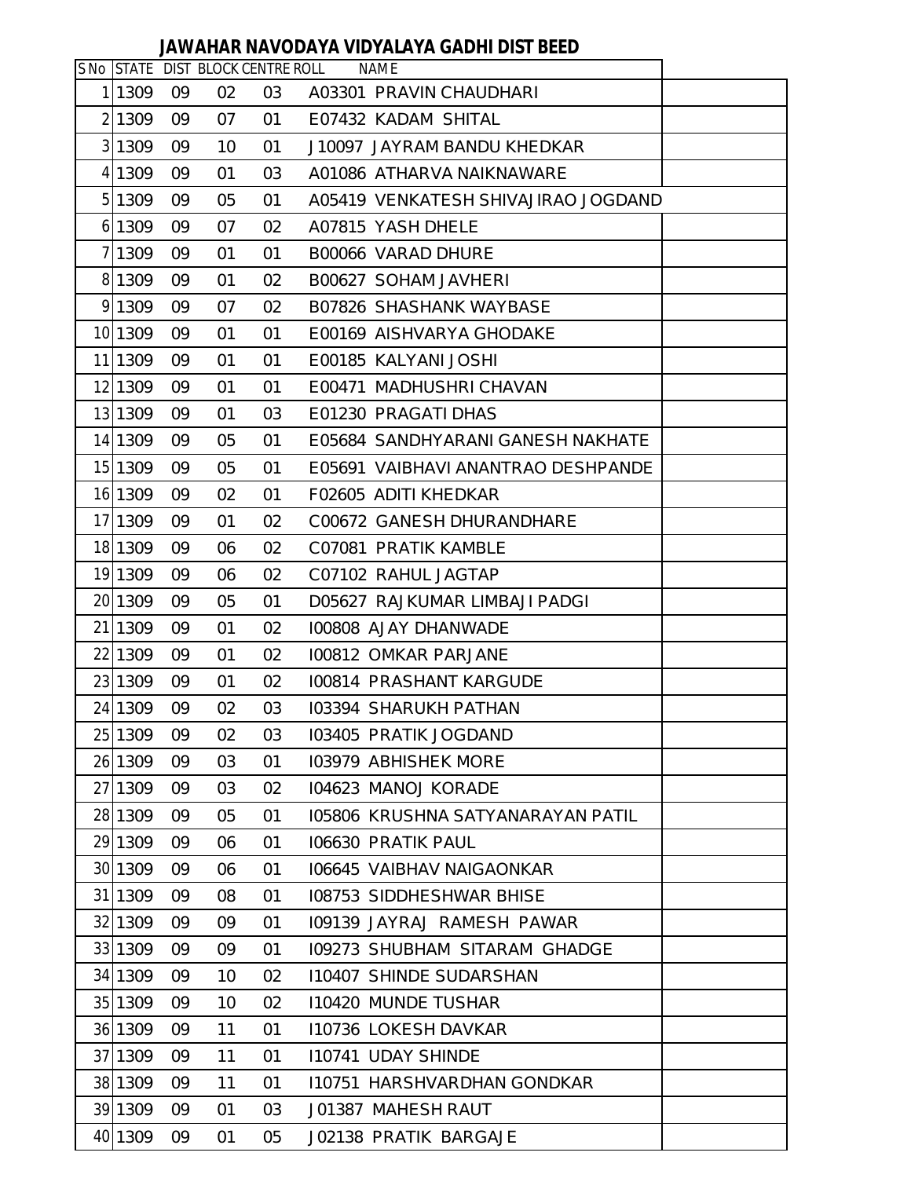# JAWAHAR NAVODAYA VIDYALAYA GADHI DIST BEED

| S No | STATE | DIST | BLOCK | CENTRE | ROLL | NAME | |
|---|---|---|---|---|---|---|---|
| 1 | 1309 | 09 | 02 | 03 | A03301 | PRAVIN CHAUDHARI | |
| 2 | 1309 | 09 | 07 | 01 | E07432 | KADAM SHITAL | |
| 3 | 1309 | 09 | 10 | 01 | J10097 | JAYRAM BANDU KHEDKAR | |
| 4 | 1309 | 09 | 01 | 03 | A01086 | ATHARVA NAIKNAWARE | |
| 5 | 1309 | 09 | 05 | 01 | A05419 | VENKATESH SHIVAJIRAO JOGDAND | |
| 6 | 1309 | 09 | 07 | 02 | A07815 | YASH DHELE | |
| 7 | 1309 | 09 | 01 | 01 | B00066 | VARAD DHURE | |
| 8 | 1309 | 09 | 01 | 02 | B00627 | SOHAM JAVHERI | |
| 9 | 1309 | 09 | 07 | 02 | B07826 | SHASHANK WAYBASE | |
| 10 | 1309 | 09 | 01 | 01 | E00169 | AISHVARYA GHODAKE | |
| 11 | 1309 | 09 | 01 | 01 | E00185 | KALYANI JOSHI | |
| 12 | 1309 | 09 | 01 | 01 | E00471 | MADHUSHRI CHAVAN | |
| 13 | 1309 | 09 | 01 | 03 | E01230 | PRAGATI DHAS | |
| 14 | 1309 | 09 | 05 | 01 | E05684 | SANDHYARANI GANESH NAKHATE | |
| 15 | 1309 | 09 | 05 | 01 | E05691 | VAIBHAVI ANANTRAO DESHPANDE | |
| 16 | 1309 | 09 | 02 | 01 | F02605 | ADITI KHEDKAR | |
| 17 | 1309 | 09 | 01 | 02 | C00672 | GANESH DHURANDHARE | |
| 18 | 1309 | 09 | 06 | 02 | C07081 | PRATIK KAMBLE | |
| 19 | 1309 | 09 | 06 | 02 | C07102 | RAHUL JAGTAP | |
| 20 | 1309 | 09 | 05 | 01 | D05627 | RAJKUMAR LIMBAJI PADGI | |
| 21 | 1309 | 09 | 01 | 02 | I00808 | AJAY DHANWADE | |
| 22 | 1309 | 09 | 01 | 02 | I00812 | OMKAR PARJANE | |
| 23 | 1309 | 09 | 01 | 02 | I00814 | PRASHANT KARGUDE | |
| 24 | 1309 | 09 | 02 | 03 | I03394 | SHARUKH PATHAN | |
| 25 | 1309 | 09 | 02 | 03 | I03405 | PRATIK JOGDAND | |
| 26 | 1309 | 09 | 03 | 01 | I03979 | ABHISHEK MORE | |
| 27 | 1309 | 09 | 03 | 02 | I04623 | MANOJ KORADE | |
| 28 | 1309 | 09 | 05 | 01 | I05806 | KRUSHNA SATYANARAYAN PATIL | |
| 29 | 1309 | 09 | 06 | 01 | I06630 | PRATIK PAUL | |
| 30 | 1309 | 09 | 06 | 01 | I06645 | VAIBHAV NAIGAONKAR | |
| 31 | 1309 | 09 | 08 | 01 | I08753 | SIDDHESHWAR BHISE | |
| 32 | 1309 | 09 | 09 | 01 | I09139 | JAYRAJ RAMESH PAWAR | |
| 33 | 1309 | 09 | 09 | 01 | I09273 | SHUBHAM SITARAM GHADGE | |
| 34 | 1309 | 09 | 10 | 02 | I10407 | SHINDE SUDARSHAN | |
| 35 | 1309 | 09 | 10 | 02 | I10420 | MUNDE TUSHAR | |
| 36 | 1309 | 09 | 11 | 01 | I10736 | LOKESH DAVKAR | |
| 37 | 1309 | 09 | 11 | 01 | I10741 | UDAY SHINDE | |
| 38 | 1309 | 09 | 11 | 01 | I10751 | HARSHVARDHAN GONDKAR | |
| 39 | 1309 | 09 | 01 | 03 | J01387 | MAHESH RAUT | |
| 40 | 1309 | 09 | 01 | 05 | J02138 | PRATIK BARGAJE | |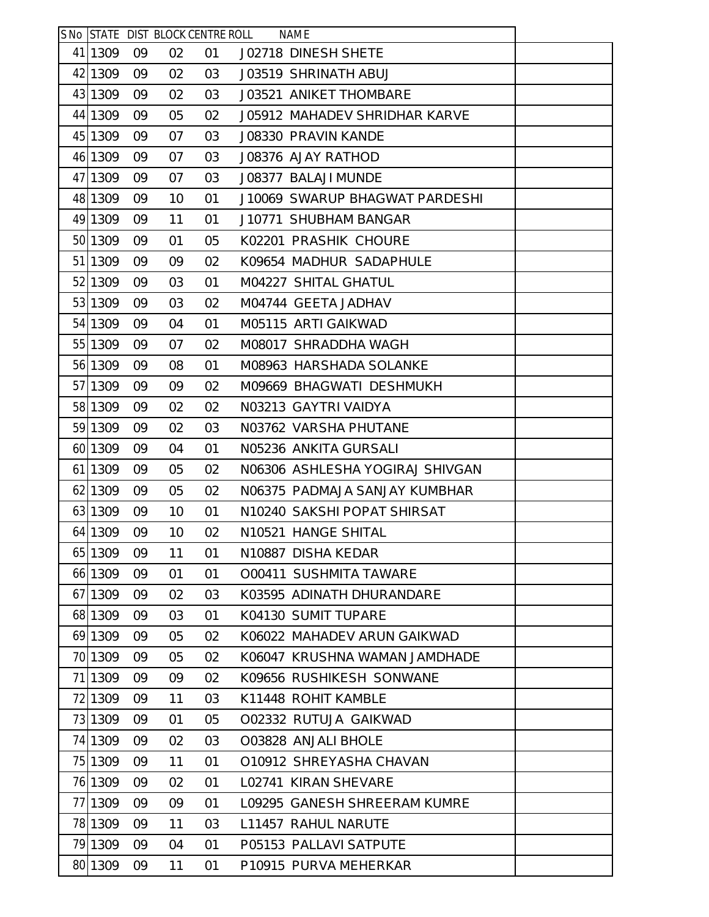| S No | STATE | DIST | BLOCK | CENTRE | ROLL | NAME | |
|---|---|---|---|---|---|---|---|
| 41 | 1309 | 09 | 02 | 01 | J02718 | DINESH SHETE | |
| 42 | 1309 | 09 | 02 | 03 | J03519 | SHRINATH ABUJ | |
| 43 | 1309 | 09 | 02 | 03 | J03521 | ANIKET THOMBARE | |
| 44 | 1309 | 09 | 05 | 02 | J05912 | MAHADEV SHRIDHAR KARVE | |
| 45 | 1309 | 09 | 07 | 03 | J08330 | PRAVIN KANDE | |
| 46 | 1309 | 09 | 07 | 03 | J08376 | AJAY RATHOD | |
| 47 | 1309 | 09 | 07 | 03 | J08377 | BALAJI MUNDE | |
| 48 | 1309 | 09 | 10 | 01 | J10069 | SWARUP BHAGWAT PARDESHI | |
| 49 | 1309 | 09 | 11 | 01 | J10771 | SHUBHAM BANGAR | |
| 50 | 1309 | 09 | 01 | 05 | K02201 | PRASHIK CHOURE | |
| 51 | 1309 | 09 | 09 | 02 | K09654 | MADHUR SADAPHULE | |
| 52 | 1309 | 09 | 03 | 01 | M04227 | SHITAL GHATUL | |
| 53 | 1309 | 09 | 03 | 02 | M04744 | GEETA JADHAV | |
| 54 | 1309 | 09 | 04 | 01 | M05115 | ARTI GAIKWAD | |
| 55 | 1309 | 09 | 07 | 02 | M08017 | SHRADDHA WAGH | |
| 56 | 1309 | 09 | 08 | 01 | M08963 | HARSHADA SOLANKE | |
| 57 | 1309 | 09 | 09 | 02 | M09669 | BHAGWATI DESHMUKH | |
| 58 | 1309 | 09 | 02 | 02 | N03213 | GAYTRI VAIDYA | |
| 59 | 1309 | 09 | 02 | 03 | N03762 | VARSHA PHUTANE | |
| 60 | 1309 | 09 | 04 | 01 | N05236 | ANKITA GURSALI | |
| 61 | 1309 | 09 | 05 | 02 | N06306 | ASHLESHA YOGIRAJ SHIVGAN | |
| 62 | 1309 | 09 | 05 | 02 | N06375 | PADMAJA SANJAY KUMBHAR | |
| 63 | 1309 | 09 | 10 | 01 | N10240 | SAKSHI POPAT SHIRSAT | |
| 64 | 1309 | 09 | 10 | 02 | N10521 | HANGE SHITAL | |
| 65 | 1309 | 09 | 11 | 01 | N10887 | DISHA KEDAR | |
| 66 | 1309 | 09 | 01 | 01 | O00411 | SUSHMITA TAWARE | |
| 67 | 1309 | 09 | 02 | 03 | K03595 | ADINATH DHURANDARE | |
| 68 | 1309 | 09 | 03 | 01 | K04130 | SUMIT TUPARE | |
| 69 | 1309 | 09 | 05 | 02 | K06022 | MAHADEV ARUN GAIKWAD | |
| 70 | 1309 | 09 | 05 | 02 | K06047 | KRUSHNA WAMAN JAMDHADE | |
| 71 | 1309 | 09 | 09 | 02 | K09656 | RUSHIKESH SONWANE | |
| 72 | 1309 | 09 | 11 | 03 | K11448 | ROHIT KAMBLE | |
| 73 | 1309 | 09 | 01 | 05 | O02332 | RUTUJA GAIKWAD | |
| 74 | 1309 | 09 | 02 | 03 | O03828 | ANJALI BHOLE | |
| 75 | 1309 | 09 | 11 | 01 | O10912 | SHREYASHA CHAVAN | |
| 76 | 1309 | 09 | 02 | 01 | L02741 | KIRAN SHEVARE | |
| 77 | 1309 | 09 | 09 | 01 | L09295 | GANESH SHREERAM KUMRE | |
| 78 | 1309 | 09 | 11 | 03 | L11457 | RAHUL NARUTE | |
| 79 | 1309 | 09 | 04 | 01 | P05153 | PALLAVI SATPUTE | |
| 80 | 1309 | 09 | 11 | 01 | P10915 | PURVA MEHERKAR | |